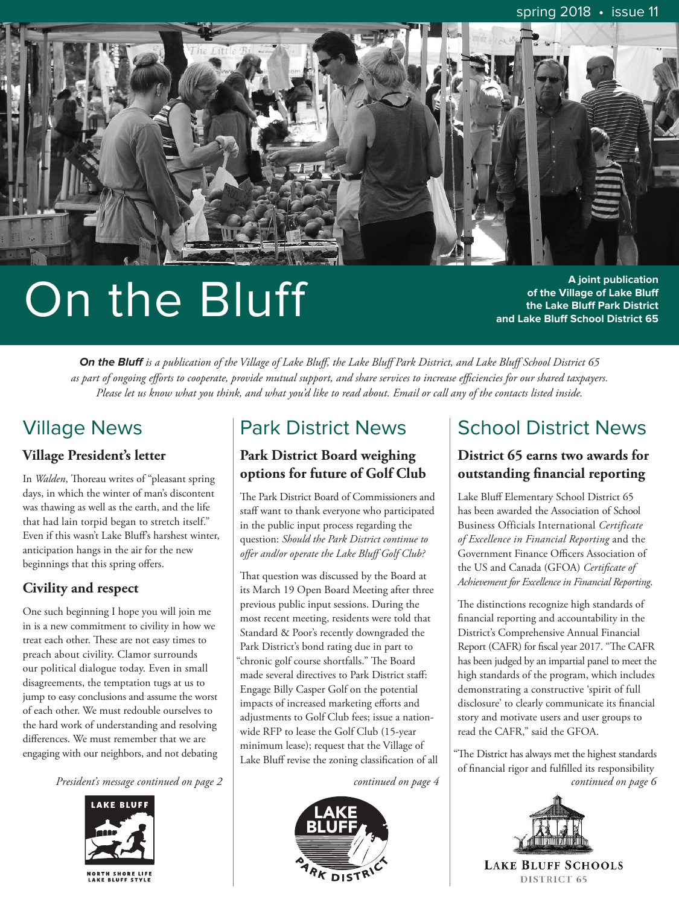spring 2018 • issue 11

# On the Bluff

**A joint publication of the Village of Lake Bluff the Lake Bluff Park District and Lake Bluff School District 65**

***On the Bluff*** *is a publication of the Village of Lake Bluff, the Lake Bluff Park District, and Lake Bluff School District 65 as part of ongoing efforts to cooperate, provide mutual support, and share services to increase efficiencies for our shared taxpayers. Please let us know what you think, and what you'd like to read about. Email or call any of the contacts listed inside.*

## Village News

### Village President's letter

In *Walden*, Thoreau writes of "pleasant spring days, in which the winter of man's discontent was thawing as well as the earth, and the life that had lain torpid began to stretch itself." Even if this wasn't Lake Bluff's harshest winter, anticipation hangs in the air for the new beginnings that this spring offers.

### Civility and respect

One such beginning I hope you will join me in is a new commitment to civility in how we treat each other. These are not easy times to preach about civility. Clamor surrounds our political dialogue today. Even in small disagreements, the temptation tugs at us to jump to easy conclusions and assume the worst of each other. We must redouble ourselves to the hard work of understanding and resolving differences. We must remember that we are engaging with our neighbors, and not debating

*President's message continued on page 2*

LAKE BLUFF
NORTH SHORE LIFE
LAKE BLUFF STYLE

## Park District News

### Park District Board weighing options for future of Golf Club

The Park District Board of Commissioners and staff want to thank everyone who participated in the public input process regarding the question: *Should the Park District continue to offer and/or operate the Lake Bluff Golf Club?*

That question was discussed by the Board at its March 19 Open Board Meeting after three previous public input sessions. During the most recent meeting, residents were told that Standard & Poor's recently downgraded the Park District's bond rating due in part to "chronic golf course shortfalls." The Board made several directives to Park District staff: Engage Billy Casper Golf on the potential impacts of increased marketing efforts and adjustments to Golf Club fees; issue a nation-wide RFP to lease the Golf Club (15-year minimum lease); request that the Village of Lake Bluff revise the zoning classification of all

*continued on page 4*

LAKE BLUFF PARK DISTRICT

## School District News

### District 65 earns two awards for outstanding financial reporting

Lake Bluff Elementary School District 65 has been awarded the Association of School Business Officials International *Certificate of Excellence in Financial Reporting* and the Government Finance Officers Association of the US and Canada (GFOA) *Certificate of Achievement for Excellence in Financial Reporting.*

The distinctions recognize high standards of financial reporting and accountability in the District's Comprehensive Annual Financial Report (CAFR) for fiscal year 2017. "The CAFR has been judged by an impartial panel to meet the high standards of the program, which includes demonstrating a constructive 'spirit of full disclosure' to clearly communicate its financial story and motivate users and user groups to read the CAFR," said the GFOA.

"The District has always met the highest standards of financial rigor and fulfilled its responsibility

*continued on page 6*

LAKE BLUFF SCHOOLS
DISTRICT 65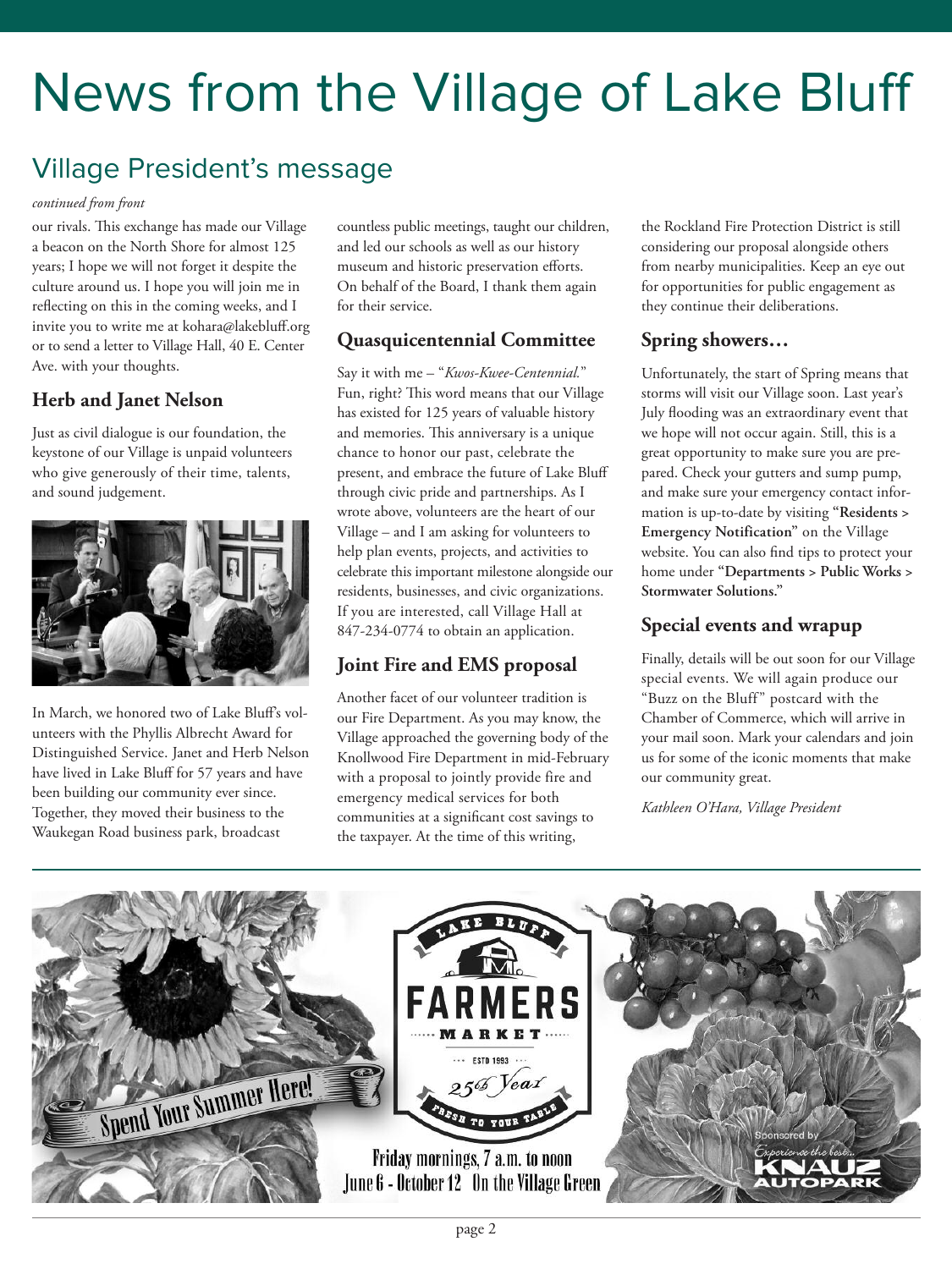# News from the Village of Lake Bluff

## Village President's message

*continued from front*

our rivals. This exchange has made our Village a beacon on the North Shore for almost 125 years; I hope we will not forget it despite the culture around us. I hope you will join me in reflecting on this in the coming weeks, and I invite you to write me at kohara@lakebluff.org or to send a letter to Village Hall, 40 E. Center Ave. with your thoughts.

### Herb and Janet Nelson

Just as civil dialogue is our foundation, the keystone of our Village is unpaid volunteers who give generously of their time, talents, and sound judgement.

In March, we honored two of Lake Bluff's volunteers with the Phyllis Albrecht Award for Distinguished Service. Janet and Herb Nelson have lived in Lake Bluff for 57 years and have been building our community ever since. Together, they moved their business to the Waukegan Road business park, broadcast countless public meetings, taught our children, and led our schools as well as our history museum and historic preservation efforts. On behalf of the Board, I thank them again for their service.

### Quasquicentennial Committee

Say it with me – "*Kwos-Kwee-Centennial.*" Fun, right? This word means that our Village has existed for 125 years of valuable history and memories. This anniversary is a unique chance to honor our past, celebrate the present, and embrace the future of Lake Bluff through civic pride and partnerships. As I wrote above, volunteers are the heart of our Village – and I am asking for volunteers to help plan events, projects, and activities to celebrate this important milestone alongside our residents, businesses, and civic organizations. If you are interested, call Village Hall at 847-234-0774 to obtain an application.

### Joint Fire and EMS proposal

Another facet of our volunteer tradition is our Fire Department. As you may know, the Village approached the governing body of the Knollwood Fire Department in mid-February with a proposal to jointly provide fire and emergency medical services for both communities at a significant cost savings to the taxpayer. At the time of this writing, the Rockland Fire Protection District is still considering our proposal alongside others from nearby municipalities. Keep an eye out for opportunities for public engagement as they continue their deliberations.

### Spring showers…

Unfortunately, the start of Spring means that storms will visit our Village soon. Last year's July flooding was an extraordinary event that we hope will not occur again. Still, this is a great opportunity to make sure you are prepared. Check your gutters and sump pump, and make sure your emergency contact information is up-to-date by visiting "**Residents > Emergency Notification**" on the Village website. You can also find tips to protect your home under "**Departments > Public Works > Stormwater Solutions.**"

### Special events and wrapup

Finally, details will be out soon for our Village special events. We will again produce our "Buzz on the Bluff" postcard with the Chamber of Commerce, which will arrive in your mail soon. Mark your calendars and join us for some of the iconic moments that make our community great.

*Kathleen O'Hara, Village President*

---

Spend Your Summer Here!

LAKE BLUFF FARMERS MARKET — ESTD 1993 — 25th Year — FRESH TO YOUR TABLE

Friday mornings, 7 a.m. to noon
June 6 - October 12 On the Village Green

Sponsored by Experience the best... KNAUZ AUTOPARK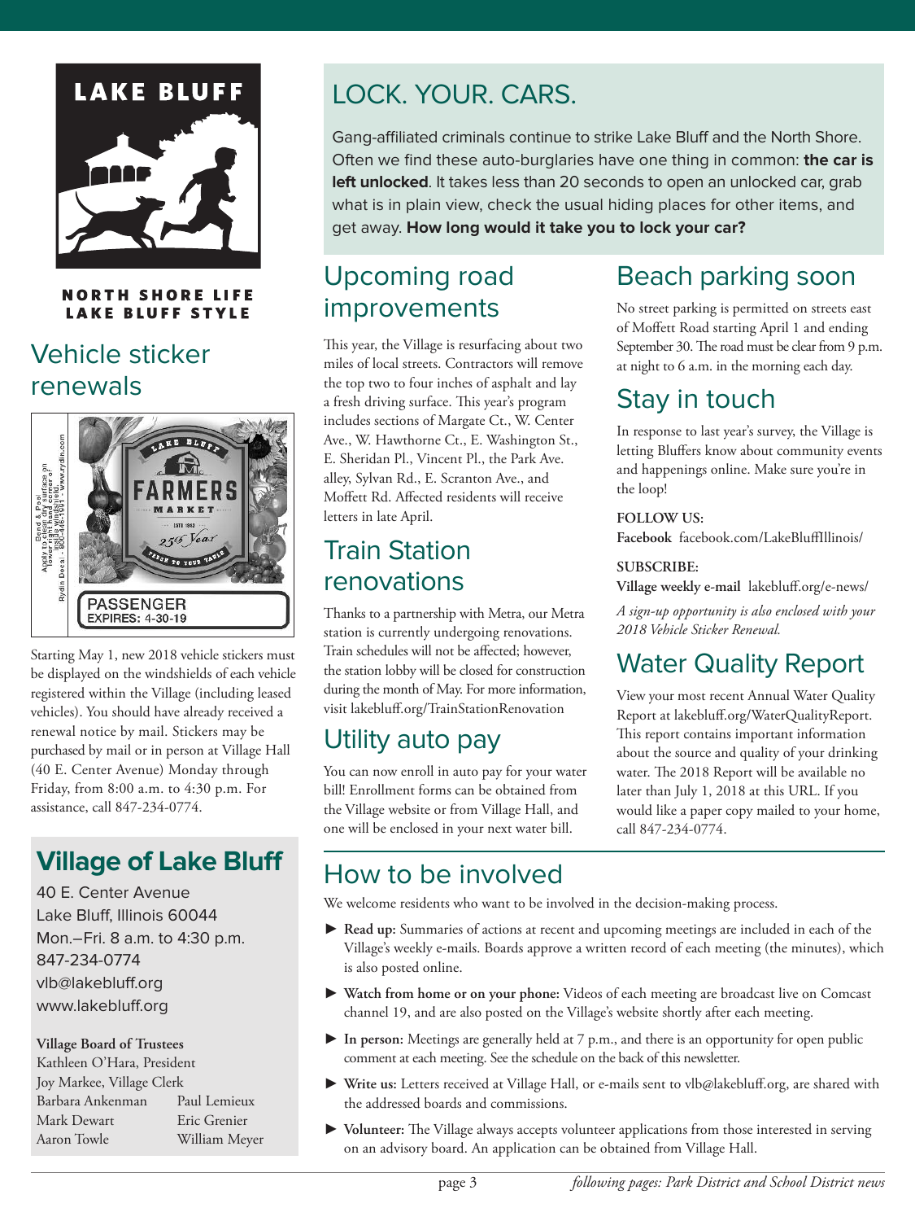LAKE BLUFF

NORTH SHORE LIFE
LAKE BLUFF STYLE

## Vehicle sticker renewals

Starting May 1, new 2018 vehicle stickers must be displayed on the windshields of each vehicle registered within the Village (including leased vehicles). You should have already received a renewal notice by mail. Stickers may be purchased by mail or in person at Village Hall (40 E. Center Avenue) Monday through Friday, from 8:00 a.m. to 4:30 p.m. For assistance, call 847-234-0774.

## Village of Lake Bluff

40 E. Center Avenue
Lake Bluff, Illinois 60044
Mon.–Fri. 8 a.m. to 4:30 p.m.
847-234-0774
vlb@lakebluff.org
www.lakebluff.org

**Village Board of Trustees**
Kathleen O'Hara, President
Joy Markee, Village Clerk
Barbara Ankenman
Mark Dewart
Aaron Towle
Paul Lemieux
Eric Grenier
William Meyer

## LOCK. YOUR. CARS.

Gang-affiliated criminals continue to strike Lake Bluff and the North Shore. Often we find these auto-burglaries have one thing in common: **the car is left unlocked**. It takes less than 20 seconds to open an unlocked car, grab what is in plain view, check the usual hiding places for other items, and get away. **How long would it take you to lock your car?**

## Upcoming road improvements

This year, the Village is resurfacing about two miles of local streets. Contractors will remove the top two to four inches of asphalt and lay a fresh driving surface. This year's program includes sections of Margate Ct., W. Center Ave., W. Hawthorne Ct., E. Washington St., E. Sheridan Pl., Vincent Pl., the Park Ave. alley, Sylvan Rd., E. Scranton Ave., and Moffett Rd. Affected residents will receive letters in late April.

## Train Station renovations

Thanks to a partnership with Metra, our Metra station is currently undergoing renovations. Train schedules will not be affected; however, the station lobby will be closed for construction during the month of May. For more information, visit lakebluff.org/TrainStationRenovation

## Utility auto pay

You can now enroll in auto pay for your water bill! Enrollment forms can be obtained from the Village website or from Village Hall, and one will be enclosed in your next water bill.

## Beach parking soon

No street parking is permitted on streets east of Moffett Road starting April 1 and ending September 30. The road must be clear from 9 p.m. at night to 6 a.m. in the morning each day.

## Stay in touch

In response to last year's survey, the Village is letting Bluffers know about community events and happenings online. Make sure you're in the loop!

**FOLLOW US:**
**Facebook** facebook.com/LakeBluffIllinois/

**SUBSCRIBE:**
**Village weekly e-mail** lakebluff.org/e-news/

*A sign-up opportunity is also enclosed with your 2018 Vehicle Sticker Renewal.*

## Water Quality Report

View your most recent Annual Water Quality Report at lakebluff.org/WaterQualityReport. This report contains important information about the source and quality of your drinking water. The 2018 Report will be available no later than July 1, 2018 at this URL. If you would like a paper copy mailed to your home, call 847-234-0774.

## How to be involved

We welcome residents who want to be involved in the decision-making process.

- **Read up:** Summaries of actions at recent and upcoming meetings are included in each of the Village's weekly e-mails. Boards approve a written record of each meeting (the minutes), which is also posted online.
- **Watch from home or on your phone:** Videos of each meeting are broadcast live on Comcast channel 19, and are also posted on the Village's website shortly after each meeting.
- **In person:** Meetings are generally held at 7 p.m., and there is an opportunity for open public comment at each meeting. See the schedule on the back of this newsletter.
- **Write us:** Letters received at Village Hall, or e-mails sent to vlb@lakebluff.org, are shared with the addressed boards and commissions.
- **Volunteer:** The Village always accepts volunteer applications from those interested in serving on an advisory board. An application can be obtained from Village Hall.

*following pages: Park District and School District news*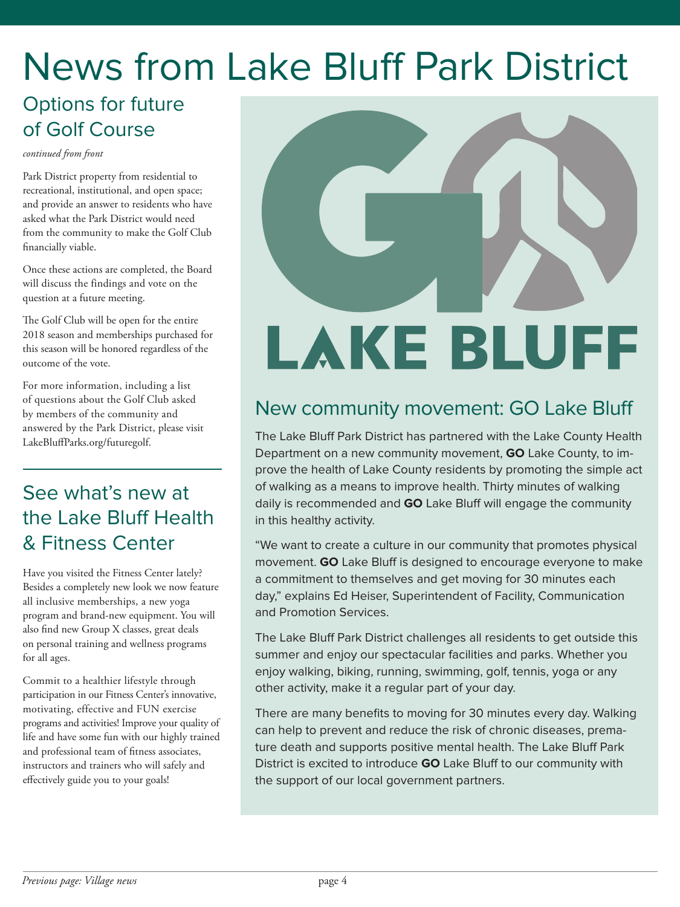# News from Lake Bluff Park District

## Options for future of Golf Course

*continued from front*

Park District property from residential to recreational, institutional, and open space; and provide an answer to residents who have asked what the Park District would need from the community to make the Golf Club financially viable.

Once these actions are completed, the Board will discuss the findings and vote on the question at a future meeting.

The Golf Club will be open for the entire 2018 season and memberships purchased for this season will be honored regardless of the outcome of the vote.

For more information, including a list of questions about the Golf Club asked by members of the community and answered by the Park District, please visit LakeBluffParks.org/futuregolf.

## See what's new at the Lake Bluff Health & Fitness Center

Have you visited the Fitness Center lately? Besides a completely new look we now feature all inclusive memberships, a new yoga program and brand-new equipment. You will also find new Group X classes, great deals on personal training and wellness programs for all ages.

Commit to a healthier lifestyle through participation in our Fitness Center's innovative, motivating, effective and FUN exercise programs and activities! Improve your quality of life and have some fun with our highly trained and professional team of fitness associates, instructors and trainers who will safely and effectively guide you to your goals!

GO LAKE BLUFF

## New community movement: GO Lake Bluff

The Lake Bluff Park District has partnered with the Lake County Health Department on a new community movement, **GO** Lake County, to improve the health of Lake County residents by promoting the simple act of walking as a means to improve health. Thirty minutes of walking daily is recommended and **GO** Lake Bluff will engage the community in this healthy activity.

"We want to create a culture in our community that promotes physical movement. **GO** Lake Bluff is designed to encourage everyone to make a commitment to themselves and get moving for 30 minutes each day," explains Ed Heiser, Superintendent of Facility, Communication and Promotion Services.

The Lake Bluff Park District challenges all residents to get outside this summer and enjoy our spectacular facilities and parks. Whether you enjoy walking, biking, running, swimming, golf, tennis, yoga or any other activity, make it a regular part of your day.

There are many benefits to moving for 30 minutes every day. Walking can help to prevent and reduce the risk of chronic diseases, premature death and supports positive mental health. The Lake Bluff Park District is excited to introduce **GO** Lake Bluff to our community with the support of our local government partners.

*Previous page: Village news*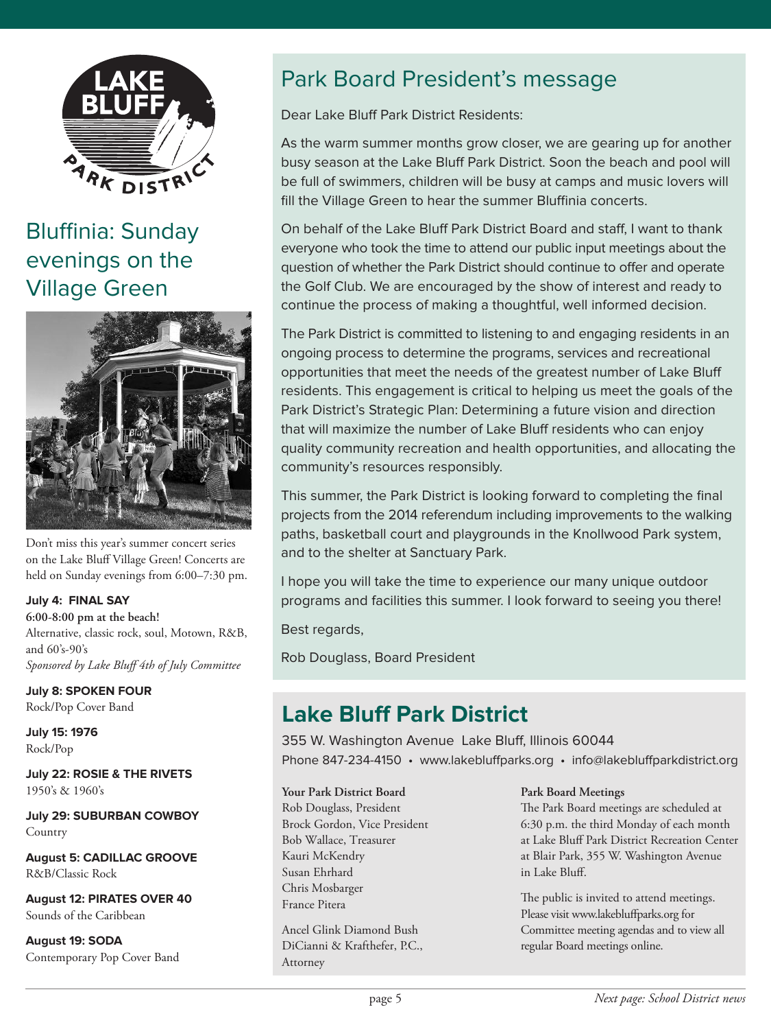# Bluffinia: Sunday evenings on the Village Green

Don't miss this year's summer concert series on the Lake Bluff Village Green! Concerts are held on Sunday evenings from 6:00–7:30 pm.

**July 4: FINAL SAY**
**6:00-8:00 pm at the beach!**
Alternative, classic rock, soul, Motown, R&B, and 60's-90's
*Sponsored by Lake Bluff 4th of July Committee*

**July 8: SPOKEN FOUR**
Rock/Pop Cover Band

**July 15: 1976**
Rock/Pop

**July 22: ROSIE & THE RIVETS**
1950's & 1960's

**July 29: SUBURBAN COWBOY**
Country

**August 5: CADILLAC GROOVE**
R&B/Classic Rock

**August 12: PIRATES OVER 40**
Sounds of the Caribbean

**August 19: SODA**
Contemporary Pop Cover Band

# Park Board President's message

Dear Lake Bluff Park District Residents:

As the warm summer months grow closer, we are gearing up for another busy season at the Lake Bluff Park District. Soon the beach and pool will be full of swimmers, children will be busy at camps and music lovers will fill the Village Green to hear the summer Bluffinia concerts.

On behalf of the Lake Bluff Park District Board and staff, I want to thank everyone who took the time to attend our public input meetings about the question of whether the Park District should continue to offer and operate the Golf Club. We are encouraged by the show of interest and ready to continue the process of making a thoughtful, well informed decision.

The Park District is committed to listening to and engaging residents in an ongoing process to determine the programs, services and recreational opportunities that meet the needs of the greatest number of Lake Bluff residents. This engagement is critical to helping us meet the goals of the Park District's Strategic Plan: Determining a future vision and direction that will maximize the number of Lake Bluff residents who can enjoy quality community recreation and health opportunities, and allocating the community's resources responsibly.

This summer, the Park District is looking forward to completing the final projects from the 2014 referendum including improvements to the walking paths, basketball court and playgrounds in the Knollwood Park system, and to the shelter at Sanctuary Park.

I hope you will take the time to experience our many unique outdoor programs and facilities this summer. I look forward to seeing you there!

Best regards,

Rob Douglass, Board President

## Lake Bluff Park District

355 W. Washington Avenue Lake Bluff, Illinois 60044
Phone 847-234-4150 • www.lakebluffparks.org • info@lakebluffparkdistrict.org

**Your Park District Board**
Rob Douglass, President
Brock Gordon, Vice President
Bob Wallace, Treasurer
Kauri McKendry
Susan Ehrhard
Chris Mosbarger
France Pitera

Ancel Glink Diamond Bush DiCianni & Krafthefer, P.C., Attorney

**Park Board Meetings**
The Park Board meetings are scheduled at 6:30 p.m. the third Monday of each month at Lake Bluff Park District Recreation Center at Blair Park, 355 W. Washington Avenue in Lake Bluff.

The public is invited to attend meetings. Please visit www.lakebluffparks.org for Committee meeting agendas and to view all regular Board meetings online.

*Next page: School District news*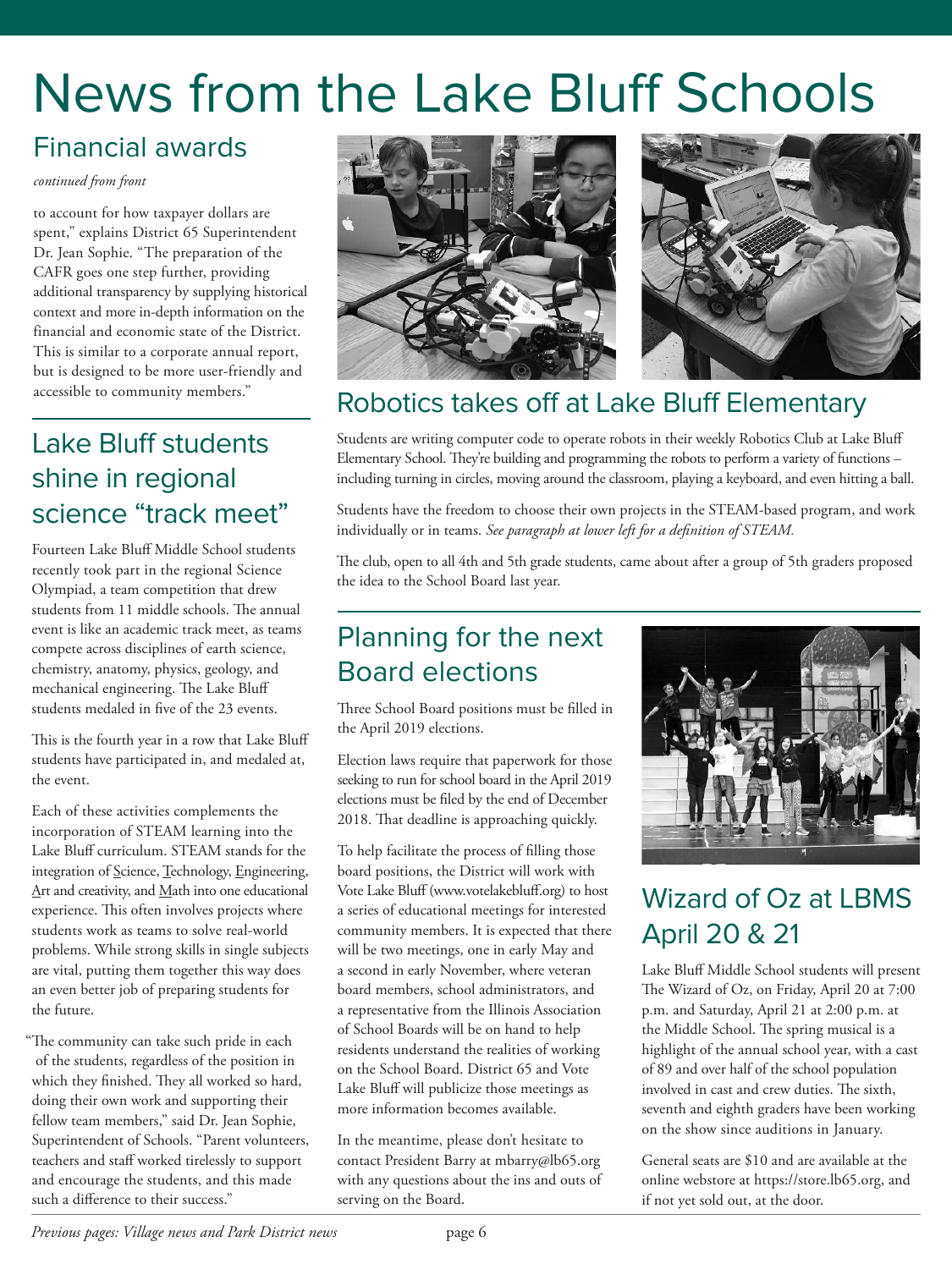# News from the Lake Bluff Schools

## Financial awards

*continued from front*

to account for how taxpayer dollars are spent," explains District 65 Superintendent Dr. Jean Sophie. "The preparation of the CAFR goes one step further, providing additional transparency by supplying historical context and more in-depth information on the financial and economic state of the District. This is similar to a corporate annual report, but is designed to be more user-friendly and accessible to community members."

## Lake Bluff students shine in regional science "track meet"

Fourteen Lake Bluff Middle School students recently took part in the regional Science Olympiad, a team competition that drew students from 11 middle schools. The annual event is like an academic track meet, as teams compete across disciplines of earth science, chemistry, anatomy, physics, geology, and mechanical engineering. The Lake Bluff students medaled in five of the 23 events.

This is the fourth year in a row that Lake Bluff students have participated in, and medaled at, the event.

Each of these activities complements the incorporation of STEAM learning into the Lake Bluff curriculum. STEAM stands for the integration of Science, Technology, Engineering, Art and creativity, and Math into one educational experience. This often involves projects where students work as teams to solve real-world problems. While strong skills in single subjects are vital, putting them together this way does an even better job of preparing students for the future.

"The community can take such pride in each of the students, regardless of the position in which they finished. They all worked so hard, doing their own work and supporting their fellow team members," said Dr. Jean Sophie, Superintendent of Schools. "Parent volunteers, teachers and staff worked tirelessly to support and encourage the students, and this made such a difference to their success."

## Robotics takes off at Lake Bluff Elementary

Students are writing computer code to operate robots in their weekly Robotics Club at Lake Bluff Elementary School. They're building and programming the robots to perform a variety of functions – including turning in circles, moving around the classroom, playing a keyboard, and even hitting a ball.

Students have the freedom to choose their own projects in the STEAM-based program, and work individually or in teams. *See paragraph at lower left for a definition of STEAM.*

The club, open to all 4th and 5th grade students, came about after a group of 5th graders proposed the idea to the School Board last year.

## Planning for the next Board elections

Three School Board positions must be filled in the April 2019 elections.

Election laws require that paperwork for those seeking to run for school board in the April 2019 elections must be filed by the end of December 2018. That deadline is approaching quickly.

To help facilitate the process of filling those board positions, the District will work with Vote Lake Bluff (www.votelakebluff.org) to host a series of educational meetings for interested community members. It is expected that there will be two meetings, one in early May and a second in early November, where veteran board members, school administrators, and a representative from the Illinois Association of School Boards will be on hand to help residents understand the realities of working on the School Board. District 65 and Vote Lake Bluff will publicize those meetings as more information becomes available.

In the meantime, please don't hesitate to contact President Barry at mbarry@lb65.org with any questions about the ins and outs of serving on the Board.

## Wizard of Oz at LBMS April 20 & 21

Lake Bluff Middle School students will present The Wizard of Oz, on Friday, April 20 at 7:00 p.m. and Saturday, April 21 at 2:00 p.m. at the Middle School. The spring musical is a highlight of the annual school year, with a cast of 89 and over half of the school population involved in cast and crew duties. The sixth, seventh and eighth graders have been working on the show since auditions in January.

General seats are $10 and are available at the online webstore at https://store.lb65.org, and if not yet sold out, at the door.

*Previous pages: Village news and Park District news*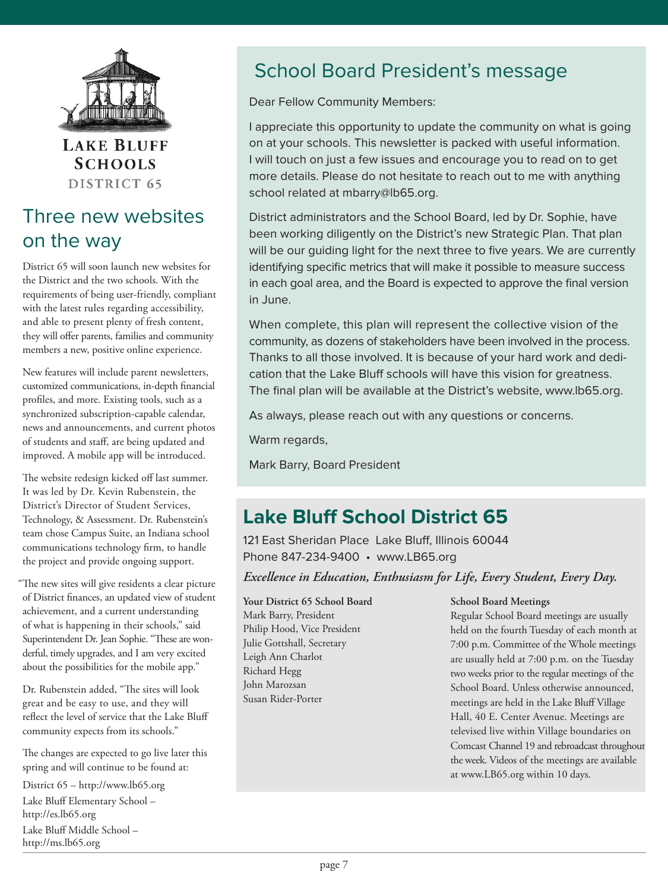LAKE BLUFF SCHOOLS
DISTRICT 65

## Three new websites on the way

District 65 will soon launch new websites for the District and the two schools. With the requirements of being user-friendly, compliant with the latest rules regarding accessibility, and able to present plenty of fresh content, they will offer parents, families and community members a new, positive online experience.

New features will include parent newsletters, customized communications, in-depth financial profiles, and more. Existing tools, such as a synchronized subscription-capable calendar, news and announcements, and current photos of students and staff, are being updated and improved. A mobile app will be introduced.

The website redesign kicked off last summer. It was led by Dr. Kevin Rubenstein, the District's Director of Student Services, Technology, & Assessment. Dr. Rubenstein's team chose Campus Suite, an Indiana school communications technology firm, to handle the project and provide ongoing support.

"The new sites will give residents a clear picture of District finances, an updated view of student achievement, and a current understanding of what is happening in their schools," said Superintendent Dr. Jean Sophie. "These are wonderful, timely upgrades, and I am very excited about the possibilities for the mobile app."

Dr. Rubenstein added, "The sites will look great and be easy to use, and they will reflect the level of service that the Lake Bluff community expects from its schools."

The changes are expected to go live later this spring and will continue to be found at:

District 65 – http://www.lb65.org

Lake Bluff Elementary School – http://es.lb65.org

Lake Bluff Middle School – http://ms.lb65.org

## School Board President's message

Dear Fellow Community Members:

I appreciate this opportunity to update the community on what is going on at your schools. This newsletter is packed with useful information. I will touch on just a few issues and encourage you to read on to get more details. Please do not hesitate to reach out to me with anything school related at mbarry@lb65.org.

District administrators and the School Board, led by Dr. Sophie, have been working diligently on the District's new Strategic Plan. That plan will be our guiding light for the next three to five years. We are currently identifying specific metrics that will make it possible to measure success in each goal area, and the Board is expected to approve the final version in June.

When complete, this plan will represent the collective vision of the community, as dozens of stakeholders have been involved in the process. Thanks to all those involved. It is because of your hard work and dedication that the Lake Bluff schools will have this vision for greatness. The final plan will be available at the District's website, www.lb65.org.

As always, please reach out with any questions or concerns.

Warm regards,

Mark Barry, Board President

## Lake Bluff School District 65

121 East Sheridan Place Lake Bluff, Illinois 60044
Phone 847-234-9400 • www.LB65.org

*Excellence in Education, Enthusiasm for Life, Every Student, Every Day.*

**Your District 65 School Board**
Mark Barry, President
Philip Hood, Vice President
Julie Gottshall, Secretary
Leigh Ann Charlot
Richard Hegg
John Marozsan
Susan Rider-Porter

**School Board Meetings**
Regular School Board meetings are usually held on the fourth Tuesday of each month at 7:00 p.m. Committee of the Whole meetings are usually held at 7:00 p.m. on the Tuesday two weeks prior to the regular meetings of the School Board. Unless otherwise announced, meetings are held in the Lake Bluff Village Hall, 40 E. Center Avenue. Meetings are televised live within Village boundaries on Comcast Channel 19 and rebroadcast throughout the week. Videos of the meetings are available at www.LB65.org within 10 days.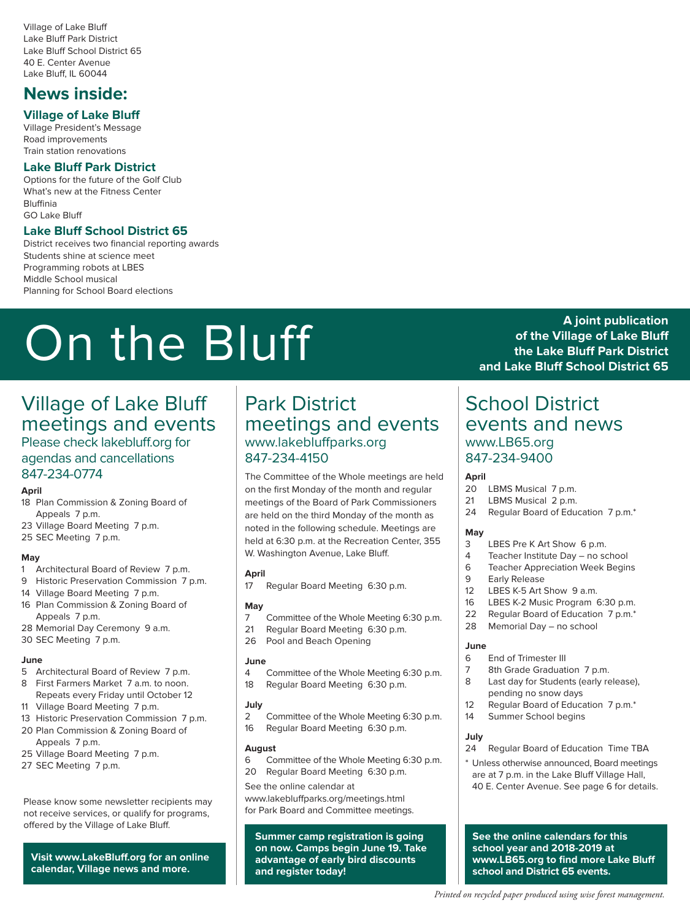Village of Lake Bluff
Lake Bluff Park District
Lake Bluff School District 65
40 E. Center Avenue
Lake Bluff, IL 60044

## News inside:

### Village of Lake Bluff

Village President's Message
Road improvements
Train station renovations

### Lake Bluff Park District

Options for the future of the Golf Club
What's new at the Fitness Center
Bluffinia
GO Lake Bluff

### Lake Bluff School District 65

District receives two financial reporting awards
Students shine at science meet
Programming robots at LBES
Middle School musical
Planning for School Board elections

# On the Bluff

**A joint publication of the Village of Lake Bluff the Lake Bluff Park District and Lake Bluff School District 65**

## Village of Lake Bluff meetings and events

Please check lakebluff.org for agendas and cancellations
847-234-0774

**April**

- 18 Plan Commission & Zoning Board of Appeals 7 p.m.
- 23 Village Board Meeting 7 p.m.
- 25 SEC Meeting 7 p.m.

**May**

- 1 Architectural Board of Review 7 p.m.
- 9 Historic Preservation Commission 7 p.m.
- 14 Village Board Meeting 7 p.m.
- 16 Plan Commission & Zoning Board of Appeals 7 p.m.
- 28 Memorial Day Ceremony 9 a.m.
- 30 SEC Meeting 7 p.m.

**June**

- 5 Architectural Board of Review 7 p.m.
- 8 First Farmers Market 7 a.m. to noon. Repeats every Friday until October 12
- 11 Village Board Meeting 7 p.m.
- 13 Historic Preservation Commission 7 p.m.
- 20 Plan Commission & Zoning Board of Appeals 7 p.m.
- 25 Village Board Meeting 7 p.m.
- 27 SEC Meeting 7 p.m.

Please know some newsletter recipients may not receive services, or qualify for programs, offered by the Village of Lake Bluff.

**Visit www.LakeBluff.org for an online calendar, Village news and more.**

## Park District meetings and events

www.lakebluffparks.org
847-234-4150

The Committee of the Whole meetings are held on the first Monday of the month and regular meetings of the Board of Park Commissioners are held on the third Monday of the month as noted in the following schedule. Meetings are held at 6:30 p.m. at the Recreation Center, 355 W. Washington Avenue, Lake Bluff.

**April**

- 17 Regular Board Meeting 6:30 p.m.

**May**

- 7 Committee of the Whole Meeting 6:30 p.m.
- 21 Regular Board Meeting 6:30 p.m.
- 26 Pool and Beach Opening

**June**

- 4 Committee of the Whole Meeting 6:30 p.m.
- 18 Regular Board Meeting 6:30 p.m.

**July**

- 2 Committee of the Whole Meeting 6:30 p.m.
- 16 Regular Board Meeting 6:30 p.m.

**August**

- 6 Committee of the Whole Meeting 6:30 p.m.
- 20 Regular Board Meeting 6:30 p.m.

See the online calendar at www.lakebluffparks.org/meetings.html for Park Board and Committee meetings.

**Summer camp registration is going on now. Camps begin June 19. Take advantage of early bird discounts and register today!**

## School District events and news

www.LB65.org
847-234-9400

**April**

- 20 LBMS Musical 7 p.m.
- 21 LBMS Musical 2 p.m.
- 24 Regular Board of Education 7 p.m.*

**May**

- 3 LBES Pre K Art Show 6 p.m.
- 4 Teacher Institute Day – no school
- 6 Teacher Appreciation Week Begins
- 9 Early Release
- 12 LBES K-5 Art Show 9 a.m.
- 16 LBES K-2 Music Program 6:30 p.m.
- 22 Regular Board of Education 7 p.m.*
- 28 Memorial Day – no school

**June**

- 6 End of Trimester III
- 7 8th Grade Graduation 7 p.m.
- 8 Last day for Students (early release), pending no snow days
- 12 Regular Board of Education 7 p.m.*
- 14 Summer School begins

**July**

- 24 Regular Board of Education Time TBA

\* Unless otherwise announced, Board meetings are at 7 p.m. in the Lake Bluff Village Hall, 40 E. Center Avenue. See page 6 for details.

**See the online calendars for this school year and 2018-2019 at www.LB65.org to find more Lake Bluff school and District 65 events.**

*Printed on recycled paper produced using wise forest management.*